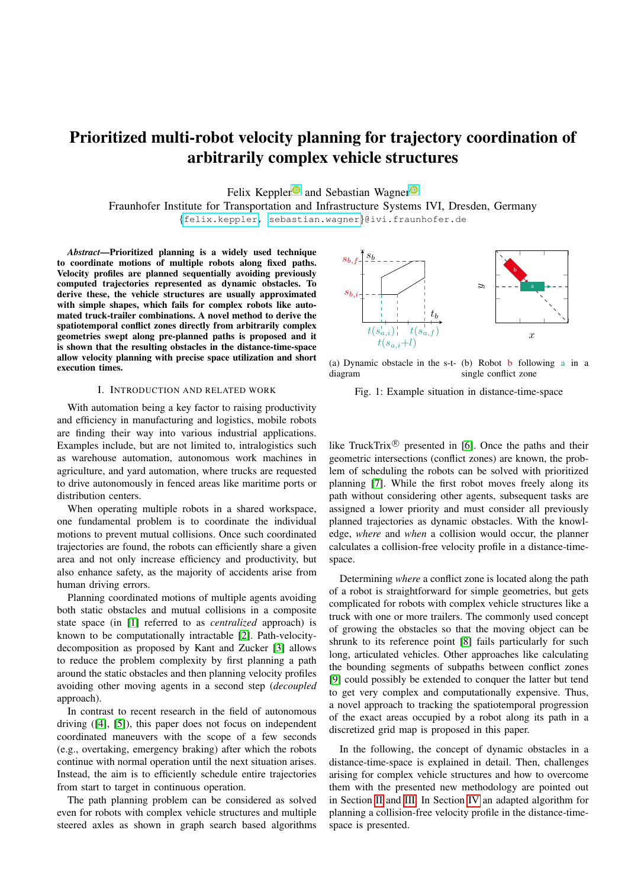# Prioritized multi-robot velocity planning for trajectory coordination of arbitrarily complex vehicle structures

Felix Keppler and Sebastian Wagner

Fraunhofer Institute for Transportation and Infrastructure Systems IVI, Dresden, Germany

{felix.keppler, sebastian.wagner}@ivi.fraunhofer.de

***Abstract*—Prioritized planning is a widely used technique to coordinate motions of multiple robots along fixed paths. Velocity profiles are planned sequentially avoiding previously computed trajectories represented as dynamic obstacles. To derive these, the vehicle structures are usually approximated with simple shapes, which fails for complex robots like automated truck-trailer combinations. A novel method to derive the spatiotemporal conflict zones directly from arbitrarily complex geometries swept along pre-planned paths is proposed and it is shown that the resulting obstacles in the distance-time-space allow velocity planning with precise space utilization and short execution times.**

## I. Introduction and Related Work

With automation being a key factor to raising productivity and efficiency in manufacturing and logistics, mobile robots are finding their way into various industrial applications. Examples include, but are not limited to, intralogistics such as warehouse automation, autonomous work machines in agriculture, and yard automation, where trucks are requested to drive autonomously in fenced areas like maritime ports or distribution centers.

When operating multiple robots in a shared workspace, one fundamental problem is to coordinate the individual motions to prevent mutual collisions. Once such coordinated trajectories are found, the robots can efficiently share a given area and not only increase efficiency and productivity, but also enhance safety, as the majority of accidents arise from human driving errors.

Planning coordinated motions of multiple agents avoiding both static obstacles and mutual collisions in a composite state space (in [1] referred to as *centralized* approach) is known to be computationally intractable [2]. Path-velocity-decomposition as proposed by Kant and Zucker [3] allows to reduce the problem complexity by first planning a path around the static obstacles and then planning velocity profiles avoiding other moving agents in a second step (*decoupled* approach).

In contrast to recent research in the field of autonomous driving ([4], [5]), this paper does not focus on independent coordinated maneuvers with the scope of a few seconds (e.g., overtaking, emergency braking) after which the robots continue with normal operation until the next situation arises. Instead, the aim is to efficiently schedule entire trajectories from start to target in continuous operation.

The path planning problem can be considered as solved even for robots with complex vehicle structures and multiple steered axles as shown in graph search based algorithms like TruckTrix® presented in [6]. Once the paths and their geometric intersections (conflict zones) are known, the problem of scheduling the robots can be solved with prioritized planning [7]. While the first robot moves freely along its path without considering other agents, subsequent tasks are assigned a lower priority and must consider all previously planned trajectories as dynamic obstacles. With the knowledge, *where* and *when* a collision would occur, the planner calculates a collision-free velocity profile in a distance-time-space.

Determining *where* a conflict zone is located along the path of a robot is straightforward for simple geometries, but gets complicated for robots with complex vehicle structures like a truck with one or more trailers. The commonly used concept of growing the obstacles so that the moving object can be shrunk to its reference point [8] fails particularly for such long, articulated vehicles. Other approaches like calculating the bounding segments of subpaths between conflict zones [9] could possibly be extended to conquer the latter but tend to get very complex and computationally expensive. Thus, a novel approach to tracking the spatiotemporal progression of the exact areas occupied by a robot along its path in a discretized grid map is proposed in this paper.

In the following, the concept of dynamic obstacles in a distance-time-space is explained in detail. Then, challenges arising for complex vehicle structures and how to overcome them with the presented new methodology are pointed out in Section II and III. In Section IV an adapted algorithm for planning a collision-free velocity profile in the distance-time-space is presented.

(a) Dynamic obstacle in the s-t-diagram

(b) Robot b following a in a single conflict zone

Fig. 1: Example situation in distance-time-space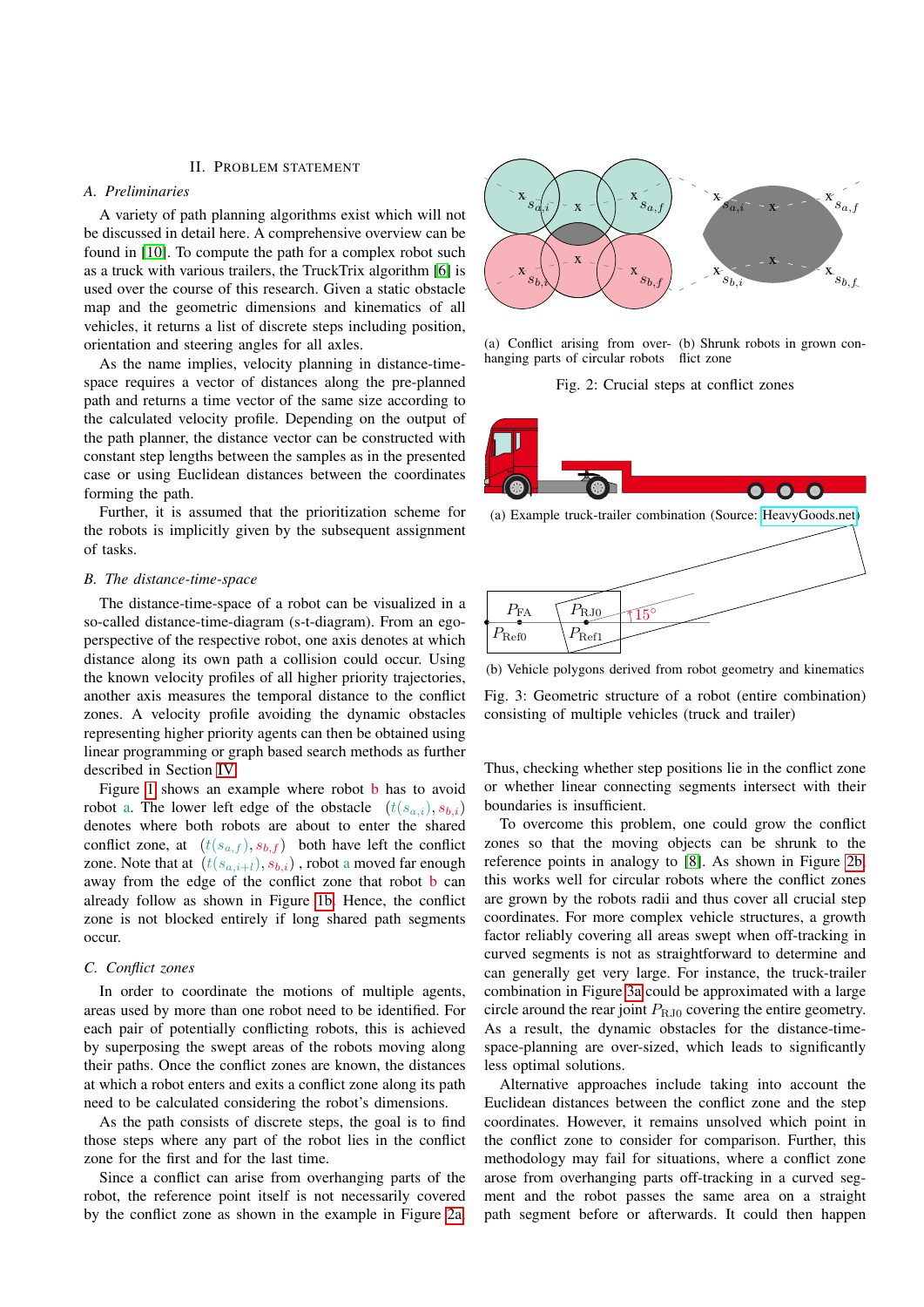## II. Problem Statement

### A. Preliminaries

A variety of path planning algorithms exist which will not be discussed in detail here. A comprehensive overview can be found in [10]. To compute the path for a complex robot such as a truck with various trailers, the TruckTrix algorithm [6] is used over the course of this research. Given a static obstacle map and the geometric dimensions and kinematics of all vehicles, it returns a list of discrete steps including position, orientation and steering angles for all axles.

As the name implies, velocity planning in distance-time-space requires a vector of distances along the pre-planned path and returns a time vector of the same size according to the calculated velocity profile. Depending on the output of the path planner, the distance vector can be constructed with constant step lengths between the samples as in the presented case or using Euclidean distances between the coordinates forming the path.

Further, it is assumed that the prioritization scheme for the robots is implicitly given by the subsequent assignment of tasks.

### B. The distance-time-space

The distance-time-space of a robot can be visualized in a so-called distance-time-diagram (s-t-diagram). From an ego-perspective of the respective robot, one axis denotes at which distance along its own path a collision could occur. Using the known velocity profiles of all higher priority trajectories, another axis measures the temporal distance to the conflict zones. A velocity profile avoiding the dynamic obstacles representing higher priority agents can then be obtained using linear programming or graph based search methods as further described in Section IV.

Figure 1 shows an example where robot b has to avoid robot a. The lower left edge of the obstacle $(t(s_{a,i}), s_{b,i})$ denotes where both robots are about to enter the shared conflict zone, at $(t(s_{a,f}), s_{b,f})$ both have left the conflict zone. Note that at $(t(s_{a,i+l}), s_{b,i})$, robot a moved far enough away from the edge of the conflict zone that robot b can already follow as shown in Figure 1b. Hence, the conflict zone is not blocked entirely if long shared path segments occur.

### C. Conflict zones

In order to coordinate the motions of multiple agents, areas used by more than one robot need to be identified. For each pair of potentially conflicting robots, this is achieved by superposing the swept areas of the robots moving along their paths. Once the conflict zones are known, the distances at which a robot enters and exits a conflict zone along its path need to be calculated considering the robot's dimensions.

As the path consists of discrete steps, the goal is to find those steps where any part of the robot lies in the conflict zone for the first and for the last time.

Since a conflict can arise from overhanging parts of the robot, the reference point itself is not necessarily covered by the conflict zone as shown in the example in Figure 2a.

(a) Conflict arising from overhanging parts of circular robots (b) Shrunk robots in grown conflict zone

Fig. 2: Crucial steps at conflict zones

(a) Example truck-trailer combination (Source: HeavyGoods.net)

(b) Vehicle polygons derived from robot geometry and kinematics

Fig. 3: Geometric structure of a robot (entire combination) consisting of multiple vehicles (truck and trailer)

Thus, checking whether step positions lie in the conflict zone or whether linear connecting segments intersect with their boundaries is insufficient.

To overcome this problem, one could grow the conflict zones so that the moving objects can be shrunk to the reference points in analogy to [8]. As shown in Figure 2b this works well for circular robots where the conflict zones are grown by the robots radii and thus cover all crucial step coordinates. For more complex vehicle structures, a growth factor reliably covering all areas swept when off-tracking in curved segments is not as straightforward to determine and can generally get very large. For instance, the truck-trailer combination in Figure 3a could be approximated with a large circle around the rear joint $P_{\text{RJ0}}$ covering the entire geometry. As a result, the dynamic obstacles for the distance-time-space-planning are over-sized, which leads to significantly less optimal solutions.

Alternative approaches include taking into account the Euclidean distances between the conflict zone and the step coordinates. However, it remains unsolved which point in the conflict zone to consider for comparison. Further, this methodology may fail for situations, where a conflict zone arose from overhanging parts off-tracking in a curved segment and the robot passes the same area on a straight path segment before or afterwards. It could then happen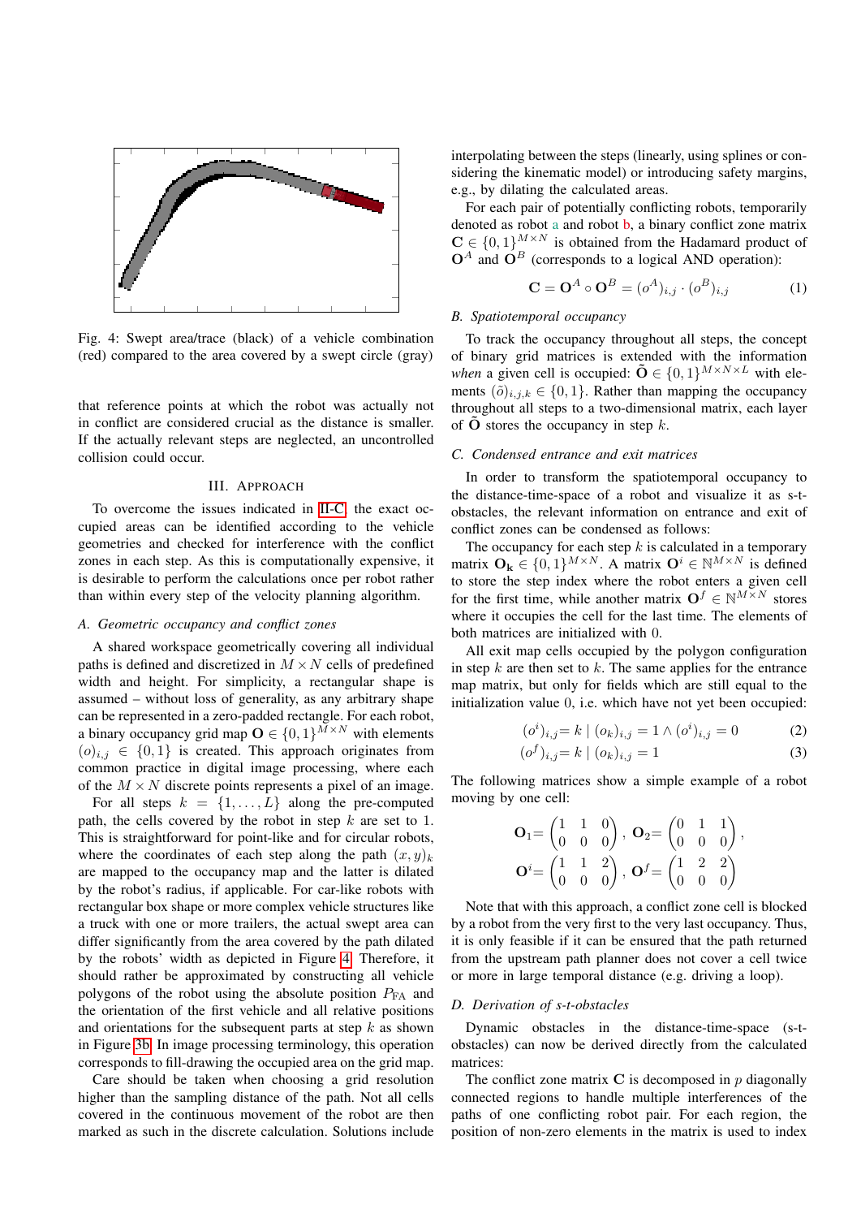Fig. 4: Swept area/trace (black) of a vehicle combination (red) compared to the area covered by a swept circle (gray)

that reference points at which the robot was actually not in conflict are considered crucial as the distance is smaller. If the actually relevant steps are neglected, an uncontrolled collision could occur.

## III. Approach

To overcome the issues indicated in II-C, the exact occupied areas can be identified according to the vehicle geometries and checked for interference with the conflict zones in each step. As this is computationally expensive, it is desirable to perform the calculations once per robot rather than within every step of the velocity planning algorithm.

### A. Geometric occupancy and conflict zones

A shared workspace geometrically covering all individual paths is defined and discretized in $M \times N$ cells of predefined width and height. For simplicity, a rectangular shape is assumed – without loss of generality, as any arbitrary shape can be represented in a zero-padded rectangle. For each robot, a binary occupancy grid map $\mathbf{O} \in \{0,1\}^{M \times N}$ with elements $(o)_{i,j} \in \{0,1\}$ is created. This approach originates from common practice in digital image processing, where each of the $M \times N$ discrete points represents a pixel of an image.

For all steps $k = \{1, \dots, L\}$ along the pre-computed path, the cells covered by the robot in step $k$ are set to 1. This is straightforward for point-like and for circular robots, where the coordinates of each step along the path $(x, y)_k$ are mapped to the occupancy map and the latter is dilated by the robot's radius, if applicable. For car-like robots with rectangular box shape or more complex vehicle structures like a truck with one or more trailers, the actual swept area can differ significantly from the area covered by the path dilated by the robots' width as depicted in Figure 4. Therefore, it should rather be approximated by constructing all vehicle polygons of the robot using the absolute position $P_{\text{FA}}$ and the orientation of the first vehicle and all relative positions and orientations for the subsequent parts at step $k$ as shown in Figure 3b. In image processing terminology, this operation corresponds to fill-drawing the occupied area on the grid map.

Care should be taken when choosing a grid resolution higher than the sampling distance of the path. Not all cells covered in the continuous movement of the robot are then marked as such in the discrete calculation. Solutions include interpolating between the steps (linearly, using splines or considering the kinematic model) or introducing safety margins, e.g., by dilating the calculated areas.

For each pair of potentially conflicting robots, temporarily denoted as robot a and robot b, a binary conflict zone matrix $\mathbf{C} \in \{0,1\}^{M \times N}$ is obtained from the Hadamard product of $\mathbf{O}^A$ and $\mathbf{O}^B$ (corresponds to a logical AND operation):

$$\mathbf{C} = \mathbf{O}^A \circ \mathbf{O}^B = (o^A)_{i,j} \cdot (o^B)_{i,j} \tag{1}$$

### B. Spatiotemporal occupancy

To track the occupancy throughout all steps, the concept of binary grid matrices is extended with the information *when* a given cell is occupied: $\tilde{\mathbf{O}} \in \{0,1\}^{M \times N \times L}$ with elements $(\tilde{o})_{i,j,k} \in \{0,1\}$. Rather than mapping the occupancy throughout all steps to a two-dimensional matrix, each layer of $\tilde{\mathbf{O}}$ stores the occupancy in step $k$.

### C. Condensed entrance and exit matrices

In order to transform the spatiotemporal occupancy to the distance-time-space of a robot and visualize it as s-t-obstacles, the relevant information on entrance and exit of conflict zones can be condensed as follows:

The occupancy for each step $k$ is calculated in a temporary matrix $\mathbf{O_k} \in \{0,1\}^{M \times N}$. A matrix $\mathbf{O}^i \in \mathbb{N}^{M \times N}$ is defined to store the step index where the robot enters a given cell for the first time, while another matrix $\mathbf{O}^f \in \mathbb{N}^{M \times N}$ stores where it occupies the cell for the last time. The elements of both matrices are initialized with 0.

All exit map cells occupied by the polygon configuration in step $k$ are then set to $k$. The same applies for the entrance map matrix, but only for fields which are still equal to the initialization value 0, i.e. which have not yet been occupied:

$$(o^i)_{i,j} = k \mid (o_k)_{i,j} = 1 \land (o^i)_{i,j} = 0 \tag{2}$$

$$(o^f)_{i,j} = k \mid (o_k)_{i,j} = 1 \tag{3}$$

The following matrices show a simple example of a robot moving by one cell:

$$\mathbf{O}_1 = \begin{pmatrix} 1 & 1 & 0 \\ 0 & 0 & 0 \end{pmatrix}, \ \mathbf{O}_2 = \begin{pmatrix} 0 & 1 & 1 \\ 0 & 0 & 0 \end{pmatrix},$$

$$\mathbf{O}^i = \begin{pmatrix} 1 & 1 & 2 \\ 0 & 0 & 0 \end{pmatrix}, \ \mathbf{O}^f = \begin{pmatrix} 1 & 2 & 2 \\ 0 & 0 & 0 \end{pmatrix}$$

Note that with this approach, a conflict zone cell is blocked by a robot from the very first to the very last occupancy. Thus, it is only feasible if it can be ensured that the path returned from the upstream path planner does not cover a cell twice or more in large temporal distance (e.g. driving a loop).

### D. Derivation of s-t-obstacles

Dynamic obstacles in the distance-time-space (s-t-obstacles) can now be derived directly from the calculated matrices:

The conflict zone matrix $\mathbf{C}$ is decomposed in $p$ diagonally connected regions to handle multiple interferences of the paths of one conflicting robot pair. For each region, the position of non-zero elements in the matrix is used to index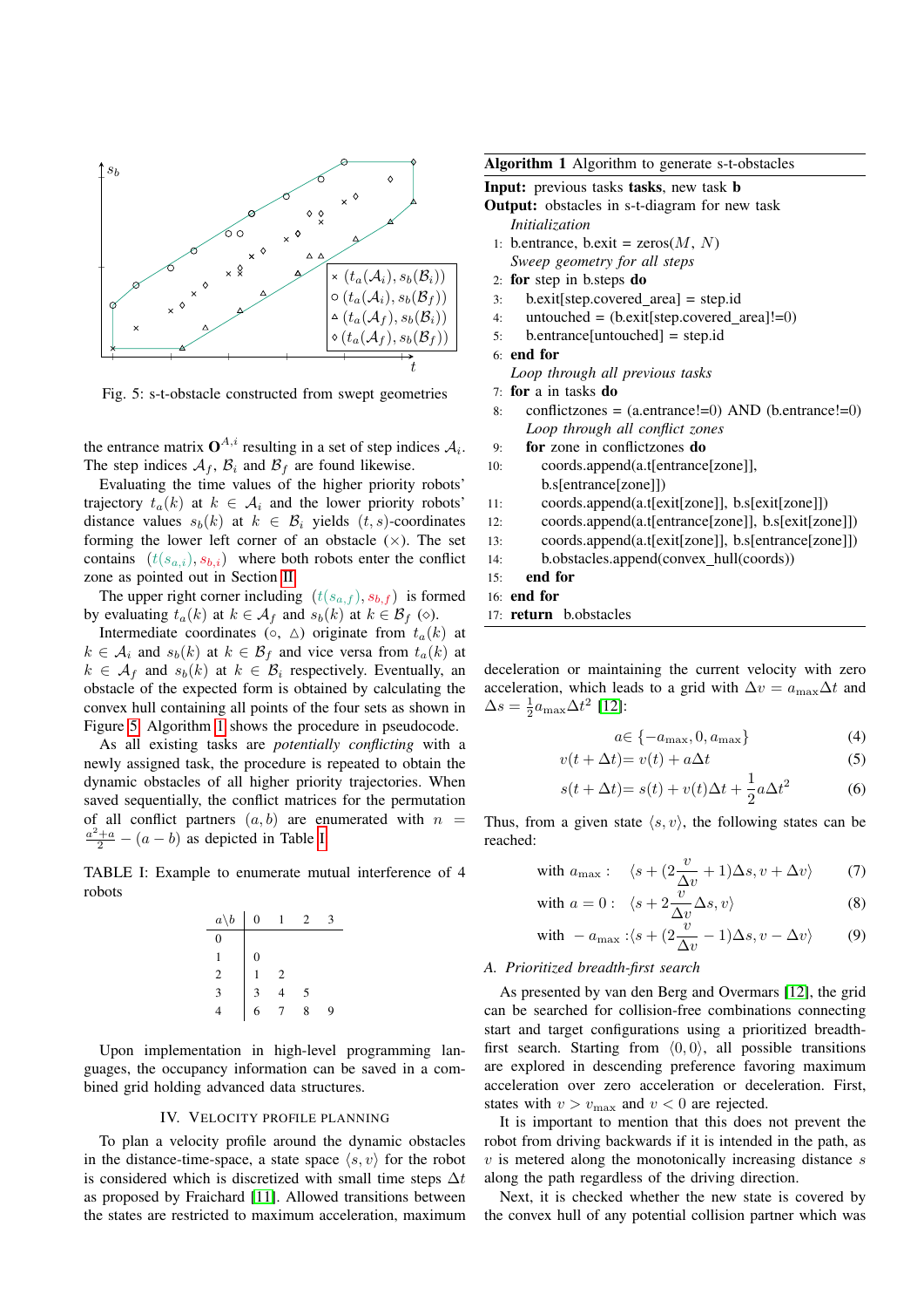Fig. 5: s-t-obstacle constructed from swept geometries

the entrance matrix $\mathbf{O}^{A,i}$ resulting in a set of step indices $\mathcal{A}_i$. The step indices $\mathcal{A}_f$, $\mathcal{B}_i$ and $\mathcal{B}_f$ are found likewise.

Evaluating the time values of the higher priority robots' trajectory $t_a(k)$ at $k \in \mathcal{A}_i$ and the lower priority robots' distance values $s_b(k)$ at $k \in \mathcal{B}_i$ yields $(t, s)$-coordinates forming the lower left corner of an obstacle ($\times$). The set contains $(t(s_{a,i}), s_{b,i})$ where both robots enter the conflict zone as pointed out in Section II.

The upper right corner including $(t(s_{a,f}), s_{b,f})$ is formed by evaluating $t_a(k)$ at $k \in \mathcal{A}_f$ and $s_b(k)$ at $k \in \mathcal{B}_f$ ($\diamond$).

Intermediate coordinates ($\circ$, $\triangle$) originate from $t_a(k)$ at $k \in \mathcal{A}_i$ and $s_b(k)$ at $k \in \mathcal{B}_f$ and vice versa from $t_a(k)$ at $k \in \mathcal{A}_f$ and $s_b(k)$ at $k \in \mathcal{B}_i$ respectively. Eventually, an obstacle of the expected form is obtained by calculating the convex hull containing all points of the four sets as shown in Figure 5. Algorithm 1 shows the procedure in pseudocode.

As all existing tasks are *potentially conflicting* with a newly assigned task, the procedure is repeated to obtain the dynamic obstacles of all higher priority trajectories. When saved sequentially, the conflict matrices for the permutation of all conflict partners $(a, b)$ are enumerated with $n = \frac{a^2+a}{2} - (a - b)$ as depicted in Table I.

TABLE I: Example to enumerate mutual interference of 4 robots

| a\b | 0 | 1 | 2 | 3 |
|---|---|---|---|---|
| 0 | | | | |
| 1 | 0 | | | |
| 2 | 1 | 2 | | |
| 3 | 3 | 4 | 5 | |
| 4 | 6 | 7 | 8 | 9 |

Upon implementation in high-level programming languages, the occupancy information can be saved in a combined grid holding advanced data structures.

## IV. Velocity Profile Planning

To plan a velocity profile around the dynamic obstacles in the distance-time-space, a state space $\langle s, v\rangle$ for the robot is considered which is discretized with small time steps $\Delta t$ as proposed by Fraichard [11]. Allowed transitions between the states are restricted to maximum acceleration, maximum deceleration or maintaining the current velocity with zero acceleration, which leads to a grid with $\Delta v = a_{\max}\Delta t$ and $\Delta s = \frac{1}{2}a_{\max}\Delta t^2$ [12]:

**Algorithm 1** Algorithm to generate s-t-obstacles

**Input:** previous tasks **tasks**, new task **b**
**Output:** obstacles in s-t-diagram for new task

```
    Initialization
 1: b.entrance, b.exit = zeros(M, N)
    Sweep geometry for all steps
 2: for step in b.steps do
 3:     b.exit[step.covered_area] = step.id
 4:     untouched = (b.exit[step.covered_area]!=0)
 5:     b.entrance[untouched] = step.id
 6: end for
    Loop through all previous tasks
 7: for a in tasks do
 8:     conflictzones = (a.entrance!=0) AND (b.entrance!=0)
        Loop through all conflict zones
 9:     for zone in conflictzones do
10:         coords.append(a.t[entrance[zone]],
            b.s[entrance[zone]])
11:         coords.append(a.t[exit[zone]], b.s[exit[zone]])
12:         coords.append(a.t[entrance[zone]], b.s[exit[zone]])
13:         coords.append(a.t[exit[zone]], b.s[entrance[zone]])
14:         b.obstacles.append(convex_hull(coords))
15:     end for
16: end for
17: return b.obstacles
```

$$a \in \{-a_{\max}, 0, a_{\max}\} \tag{4}$$

$$v(t + \Delta t) = v(t) + a\Delta t \tag{5}$$

$$s(t + \Delta t) = s(t) + v(t)\Delta t + \frac{1}{2}a\Delta t^2 \tag{6}$$

Thus, from a given state $\langle s, v\rangle$, the following states can be reached:

$$\text{with } a_{\max}: \quad \langle s + (2\frac{v}{\Delta v} + 1)\Delta s, v + \Delta v\rangle \tag{7}$$

$$\text{with } a = 0: \quad \langle s + 2\frac{v}{\Delta v}\Delta s, v\rangle \tag{8}$$

$$\text{with } -a_{\max}: \langle s + (2\frac{v}{\Delta v} - 1)\Delta s, v - \Delta v\rangle \tag{9}$$

### A. Prioritized breadth-first search

As presented by van den Berg and Overmars [12], the grid can be searched for collision-free combinations connecting start and target configurations using a prioritized breadth-first search. Starting from $\langle 0, 0\rangle$, all possible transitions are explored in descending preference favoring maximum acceleration over zero acceleration or deceleration. First, states with $v > v_{\max}$ and $v < 0$ are rejected.

It is important to mention that this does not prevent the robot from driving backwards if it is intended in the path, as $v$ is metered along the monotonically increasing distance $s$ along the path regardless of the driving direction.

Next, it is checked whether the new state is covered by the convex hull of any potential collision partner which was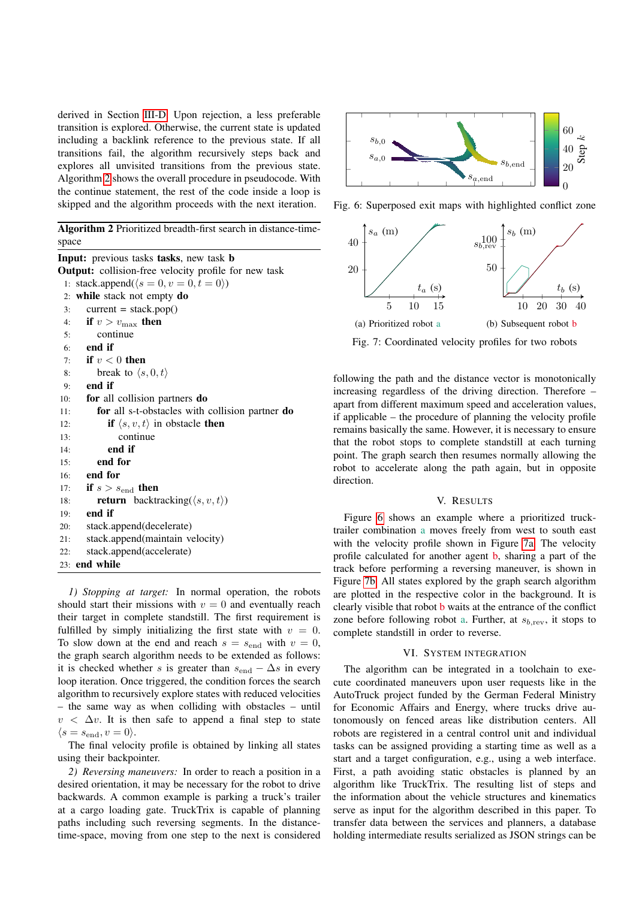derived in Section III-D. Upon rejection, a less preferable transition is explored. Otherwise, the current state is updated including a backlink reference to the previous state. If all transitions fail, the algorithm recursively steps back and explores all unvisited transitions from the previous state. Algorithm 2 shows the overall procedure in pseudocode. With the continue statement, the rest of the code inside a loop is skipped and the algorithm proceeds with the next iteration.

**Algorithm 2** Prioritized breadth-first search in distance-time-space

**Input:** previous tasks **tasks**, new task **b**
**Output:** collision-free velocity profile for new task

```
1:  stack.append(⟨s = 0, v = 0, t = 0⟩)
2:  while stack not empty do
3:    current = stack.pop()
4:    if v > v_max then
5:      continue
6:    end if
7:    if v < 0 then
8:      break to ⟨s, 0, t⟩
9:    end if
10:   for all collision partners do
11:     for all s-t-obstacles with collision partner do
12:       if ⟨s, v, t⟩ in obstacle then
13:         continue
14:       end if
15:     end for
16:   end for
17:   if s > s_end then
18:     return backtracking(⟨s, v, t⟩)
19:   end if
20:   stack.append(decelerate)
21:   stack.append(maintain velocity)
22:   stack.append(accelerate)
23: end while
```

*1) Stopping at target:* In normal operation, the robots should start their missions with $v = 0$ and eventually reach their target in complete standstill. The first requirement is fulfilled by simply initializing the first state with $v = 0$. To slow down at the end and reach $s = s_{\text{end}}$ with $v = 0$, the graph search algorithm needs to be extended as follows: it is checked whether $s$ is greater than $s_{\text{end}} - \Delta s$ in every loop iteration. Once triggered, the condition forces the search algorithm to recursively explore states with reduced velocities – the same way as when colliding with obstacles – until $v < \Delta v$. It is then safe to append a final step to state $\langle s = s_{\text{end}}, v = 0 \rangle$.

The final velocity profile is obtained by linking all states using their backpointer.

*2) Reversing maneuvers:* In order to reach a position in a desired orientation, it may be necessary for the robot to drive backwards. A common example is parking a truck's trailer at a cargo loading gate. TruckTrix is capable of planning paths including such reversing segments. In the distance-time-space, moving from one step to the next is considered following the path and the distance vector is monotonically increasing regardless of the driving direction. Therefore – apart from different maximum speed and acceleration values, if applicable – the procedure of planning the velocity profile remains basically the same. However, it is necessary to ensure that the robot stops to complete standstill at each turning point. The graph search then resumes normally allowing the robot to accelerate along the path again, but in opposite direction.

Fig. 6: Superposed exit maps with highlighted conflict zone

(a) Prioritized robot a

(b) Subsequent robot b

Fig. 7: Coordinated velocity profiles for two robots

## V. Results

Figure 6 shows an example where a prioritized truck-trailer combination a moves freely from west to south east with the velocity profile shown in Figure 7a. The velocity profile calculated for another agent b, sharing a part of the track before performing a reversing maneuver, is shown in Figure 7b. All states explored by the graph search algorithm are plotted in the respective color in the background. It is clearly visible that robot b waits at the entrance of the conflict zone before following robot a. Further, at $s_{b,\text{rev}}$, it stops to complete standstill in order to reverse.

## VI. System Integration

The algorithm can be integrated in a toolchain to execute coordinated maneuvers upon user requests like in the AutoTruck project funded by the German Federal Ministry for Economic Affairs and Energy, where trucks drive autonomously on fenced areas like distribution centers. All robots are registered in a central control unit and individual tasks can be assigned providing a starting time as well as a start and a target configuration, e.g., using a web interface. First, a path avoiding static obstacles is planned by an algorithm like TruckTrix. The resulting list of steps and the information about the vehicle structures and kinematics serve as input for the algorithm described in this paper. To transfer data between the services and planners, a database holding intermediate results serialized as JSON strings can be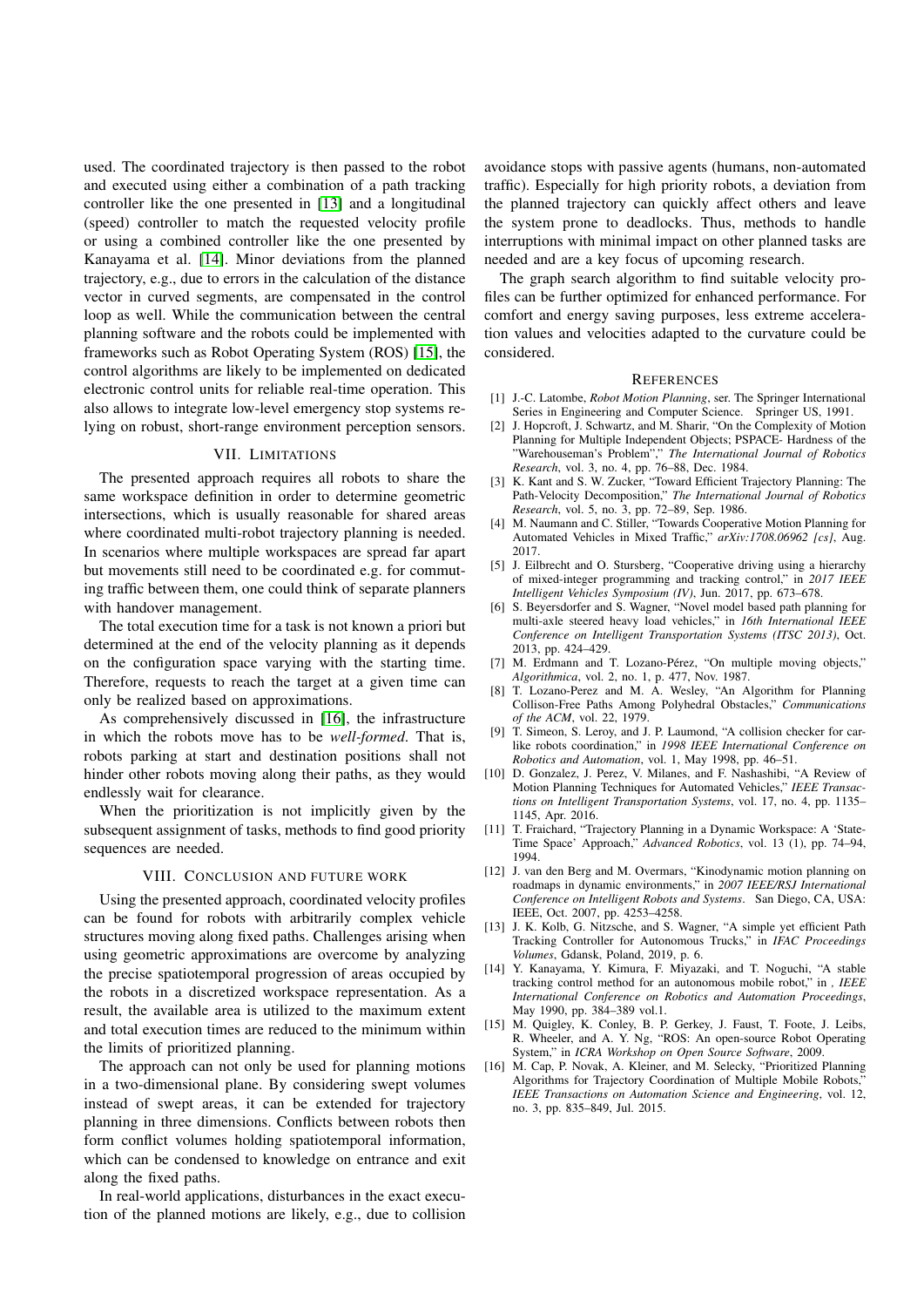used. The coordinated trajectory is then passed to the robot and executed using either a combination of a path tracking controller like the one presented in [13] and a longitudinal (speed) controller to match the requested velocity profile or using a combined controller like the one presented by Kanayama et al. [14]. Minor deviations from the planned trajectory, e.g., due to errors in the calculation of the distance vector in curved segments, are compensated in the control loop as well. While the communication between the central planning software and the robots could be implemented with frameworks such as Robot Operating System (ROS) [15], the control algorithms are likely to be implemented on dedicated electronic control units for reliable real-time operation. This also allows to integrate low-level emergency stop systems relying on robust, short-range environment perception sensors.

## VII. Limitations

The presented approach requires all robots to share the same workspace definition in order to determine geometric intersections, which is usually reasonable for shared areas where coordinated multi-robot trajectory planning is needed. In scenarios where multiple workspaces are spread far apart but movements still need to be coordinated e.g. for commuting traffic between them, one could think of separate planners with handover management.

The total execution time for a task is not known a priori but determined at the end of the velocity planning as it depends on the configuration space varying with the starting time. Therefore, requests to reach the target at a given time can only be realized based on approximations.

As comprehensively discussed in [16], the infrastructure in which the robots move has to be *well-formed*. That is, robots parking at start and destination positions shall not hinder other robots moving along their paths, as they would endlessly wait for clearance.

When the prioritization is not implicitly given by the subsequent assignment of tasks, methods to find good priority sequences are needed.

## VIII. Conclusion and Future Work

Using the presented approach, coordinated velocity profiles can be found for robots with arbitrarily complex vehicle structures moving along fixed paths. Challenges arising when using geometric approximations are overcome by analyzing the precise spatiotemporal progression of areas occupied by the robots in a discretized workspace representation. As a result, the available area is utilized to the maximum extent and total execution times are reduced to the minimum within the limits of prioritized planning.

The approach can not only be used for planning motions in a two-dimensional plane. By considering swept volumes instead of swept areas, it can be extended for trajectory planning in three dimensions. Conflicts between robots then form conflict volumes holding spatiotemporal information, which can be condensed to knowledge on entrance and exit along the fixed paths.

In real-world applications, disturbances in the exact execution of the planned motions are likely, e.g., due to collision avoidance stops with passive agents (humans, non-automated traffic). Especially for high priority robots, a deviation from the planned trajectory can quickly affect others and leave the system prone to deadlocks. Thus, methods to handle interruptions with minimal impact on other planned tasks are needed and are a key focus of upcoming research.

The graph search algorithm to find suitable velocity profiles can be further optimized for enhanced performance. For comfort and energy saving purposes, less extreme acceleration values and velocities adapted to the curvature could be considered.

## References

[1] J.-C. Latombe, *Robot Motion Planning*, ser. The Springer International Series in Engineering and Computer Science. Springer US, 1991.

[2] J. Hopcroft, J. Schwartz, and M. Sharir, "On the Complexity of Motion Planning for Multiple Independent Objects; PSPACE- Hardness of the "Warehouseman's Problem"," *The International Journal of Robotics Research*, vol. 3, no. 4, pp. 76–88, Dec. 1984.

[3] K. Kant and S. W. Zucker, "Toward Efficient Trajectory Planning: The Path-Velocity Decomposition," *The International Journal of Robotics Research*, vol. 5, no. 3, pp. 72–89, Sep. 1986.

[4] M. Naumann and C. Stiller, "Towards Cooperative Motion Planning for Automated Vehicles in Mixed Traffic," *arXiv:1708.06962 [cs]*, Aug. 2017.

[5] J. Eilbrecht and O. Stursberg, "Cooperative driving using a hierarchy of mixed-integer programming and tracking control," in *2017 IEEE Intelligent Vehicles Symposium (IV)*, Jun. 2017, pp. 673–678.

[6] S. Beyersdorfer and S. Wagner, "Novel model based path planning for multi-axle steered heavy load vehicles," in *16th International IEEE Conference on Intelligent Transportation Systems (ITSC 2013)*, Oct. 2013, pp. 424–429.

[7] M. Erdmann and T. Lozano-Pérez, "On multiple moving objects," *Algorithmica*, vol. 2, no. 1, p. 477, Nov. 1987.

[8] T. Lozano-Perez and M. A. Wesley, "An Algorithm for Planning Collison-Free Paths Among Polyhedral Obstacles," *Communications of the ACM*, vol. 22, 1979.

[9] T. Simeon, S. Leroy, and J. P. Laumond, "A collision checker for car-like robots coordination," in *1998 IEEE International Conference on Robotics and Automation*, vol. 1, May 1998, pp. 46–51.

[10] D. Gonzalez, J. Perez, V. Milanes, and F. Nashashibi, "A Review of Motion Planning Techniques for Automated Vehicles," *IEEE Transactions on Intelligent Transportation Systems*, vol. 17, no. 4, pp. 1135–1145, Apr. 2016.

[11] T. Fraichard, "Trajectory Planning in a Dynamic Workspace: A 'State-Time Space' Approach," *Advanced Robotics*, vol. 13 (1), pp. 74–94, 1994.

[12] J. van den Berg and M. Overmars, "Kinodynamic motion planning on roadmaps in dynamic environments," in *2007 IEEE/RSJ International Conference on Intelligent Robots and Systems*. San Diego, CA, USA: IEEE, Oct. 2007, pp. 4253–4258.

[13] J. K. Kolb, G. Nitzsche, and S. Wagner, "A simple yet efficient Path Tracking Controller for Autonomous Trucks," in *IFAC Proceedings Volumes*, Gdansk, Poland, 2019, p. 6.

[14] Y. Kanayama, Y. Kimura, F. Miyazaki, and T. Noguchi, "A stable tracking control method for an autonomous mobile robot," in *, IEEE International Conference on Robotics and Automation Proceedings*, May 1990, pp. 384–389 vol.1.

[15] M. Quigley, K. Conley, B. P. Gerkey, J. Faust, T. Foote, J. Leibs, R. Wheeler, and A. Y. Ng, "ROS: An open-source Robot Operating System," in *ICRA Workshop on Open Source Software*, 2009.

[16] M. Cap, P. Novak, A. Kleiner, and M. Selecky, "Prioritized Planning Algorithms for Trajectory Coordination of Multiple Mobile Robots," *IEEE Transactions on Automation Science and Engineering*, vol. 12, no. 3, pp. 835–849, Jul. 2015.